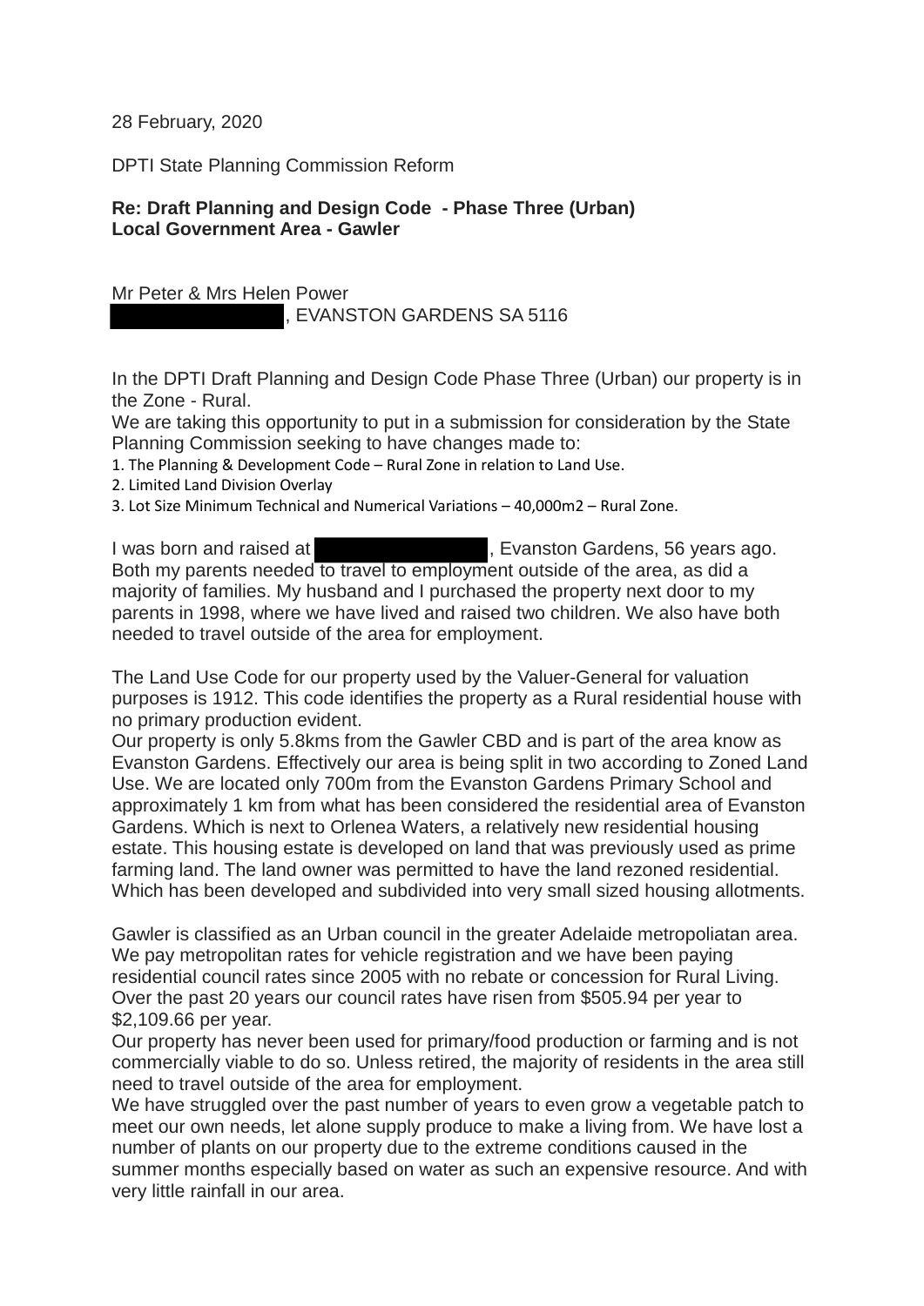28 February, 2020

DPTI State Planning Commission Reform

**Re: Draft Planning and Design Code - Phase Three (Urban)**
**Local Government Area - Gawler**

Mr Peter & Mrs Helen Power
, EVANSTON GARDENS SA 5116

In the DPTI Draft Planning and Design Code Phase Three (Urban) our property is in the Zone - Rural.
We are taking this opportunity to put in a submission for consideration by the State Planning Commission seeking to have changes made to:

1. The Planning & Development Code – Rural Zone in relation to Land Use.
2. Limited Land Division Overlay
3. Lot Size Minimum Technical and Numerical Variations – 40,000m2 – Rural Zone.

I was born and raised at , Evanston Gardens, 56 years ago. Both my parents needed to travel to employment outside of the area, as did a majority of families. My husband and I purchased the property next door to my parents in 1998, where we have lived and raised two children. We also have both needed to travel outside of the area for employment.

The Land Use Code for our property used by the Valuer-General for valuation purposes is 1912. This code identifies the property as a Rural residential house with no primary production evident.
Our property is only 5.8kms from the Gawler CBD and is part of the area know as Evanston Gardens. Effectively our area is being split in two according to Zoned Land Use. We are located only 700m from the Evanston Gardens Primary School and approximately 1 km from what has been considered the residential area of Evanston Gardens. Which is next to Orlenea Waters, a relatively new residential housing estate. This housing estate is developed on land that was previously used as prime farming land. The land owner was permitted to have the land rezoned residential. Which has been developed and subdivided into very small sized housing allotments.

Gawler is classified as an Urban council in the greater Adelaide metropoliatan area. We pay metropolitan rates for vehicle registration and we have been paying residential council rates since 2005 with no rebate or concession for Rural Living. Over the past 20 years our council rates have risen from $505.94 per year to $2,109.66 per year.
Our property has never been used for primary/food production or farming and is not commercially viable to do so. Unless retired, the majority of residents in the area still need to travel outside of the area for employment.
We have struggled over the past number of years to even grow a vegetable patch to meet our own needs, let alone supply produce to make a living from. We have lost a number of plants on our property due to the extreme conditions caused in the summer months especially based on water as such an expensive resource. And with very little rainfall in our area.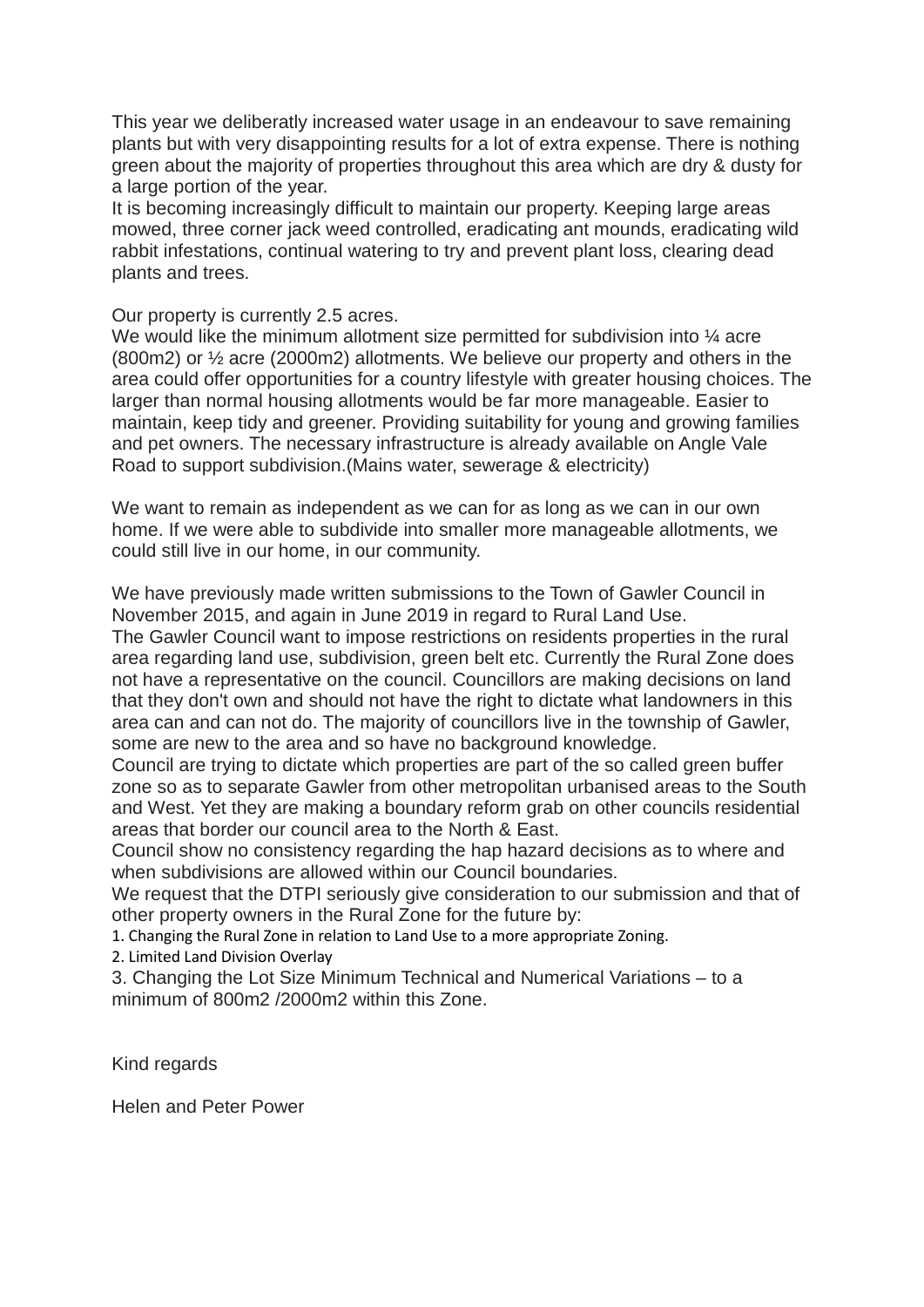This year we deliberatly increased water usage in an endeavour to save remaining plants but with very disappointing results for a lot of extra expense. There is nothing green about the majority of properties throughout this area which are dry & dusty for a large portion of the year.
It is becoming increasingly difficult to maintain our property. Keeping large areas mowed, three corner jack weed controlled, eradicating ant mounds, eradicating wild rabbit infestations, continual watering to try and prevent plant loss, clearing dead plants and trees.

Our property is currently 2.5 acres.
We would like the minimum allotment size permitted for subdivision into ¼ acre (800m2) or ½ acre (2000m2) allotments. We believe our property and others in the area could offer opportunities for a country lifestyle with greater housing choices. The larger than normal housing allotments would be far more manageable. Easier to maintain, keep tidy and greener. Providing suitability for young and growing families and pet owners. The necessary infrastructure is already available on Angle Vale Road to support subdivision.(Mains water, sewerage & electricity)

We want to remain as independent as we can for as long as we can in our own home. If we were able to subdivide into smaller more manageable allotments, we could still live in our home, in our community.

We have previously made written submissions to the Town of Gawler Council in November 2015, and again in June 2019 in regard to Rural Land Use.
The Gawler Council want to impose restrictions on residents properties in the rural area regarding land use, subdivision, green belt etc. Currently the Rural Zone does not have a representative on the council. Councillors are making decisions on land that they don't own and should not have the right to dictate what landowners in this area can and can not do. The majority of councillors live in the township of Gawler, some are new to the area and so have no background knowledge.
Council are trying to dictate which properties are part of the so called green buffer zone so as to separate Gawler from other metropolitan urbanised areas to the South and West. Yet they are making a boundary reform grab on other councils residential areas that border our council area to the North & East.
Council show no consistency regarding the hap hazard decisions as to where and when subdivisions are allowed within our Council boundaries.
We request that the DTPI seriously give consideration to our submission and that of other property owners in the Rural Zone for the future by:

1. Changing the Rural Zone in relation to Land Use to a more appropriate Zoning.
2. Limited Land Division Overlay
3. Changing the Lot Size Minimum Technical and Numerical Variations – to a minimum of 800m2 /2000m2 within this Zone.

Kind regards

Helen and Peter Power